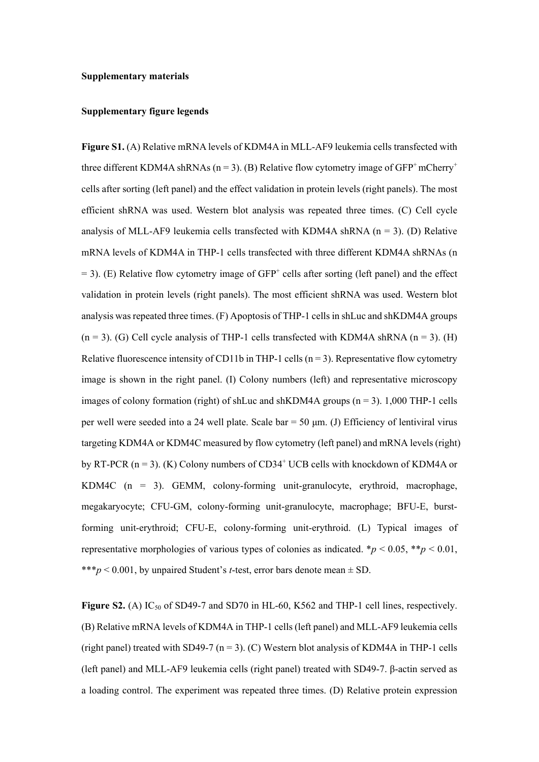**Supplementary materials**

**Supplementary figure legends**

**Figure S1.** (A) Relative mRNA levels of KDM4A in MLL-AF9 leukemia cells transfected with three different KDM4A shRNAs (n = 3). (B) Relative flow cytometry image of $GFP^+$ $mCherry^+$ cells after sorting (left panel) and the effect validation in protein levels (right panels). The most efficient shRNA was used. Western blot analysis was repeated three times. (C) Cell cycle analysis of MLL-AF9 leukemia cells transfected with KDM4A shRNA (n = 3). (D) Relative mRNA levels of KDM4A in THP-1 cells transfected with three different KDM4A shRNAs (n = 3). (E) Relative flow cytometry image of $GFP^+$ cells after sorting (left panel) and the effect validation in protein levels (right panels). The most efficient shRNA was used. Western blot analysis was repeated three times. (F) Apoptosis of THP-1 cells in shLuc and shKDM4A groups (n = 3). (G) Cell cycle analysis of THP-1 cells transfected with KDM4A shRNA (n = 3). (H) Relative fluorescence intensity of CD11b in THP-1 cells (n = 3). Representative flow cytometry image is shown in the right panel. (I) Colony numbers (left) and representative microscopy images of colony formation (right) of shLuc and shKDM4A groups (n = 3). 1,000 THP-1 cells per well were seeded into a 24 well plate. Scale bar = 50 μm. (J) Efficiency of lentiviral virus targeting KDM4A or KDM4C measured by flow cytometry (left panel) and mRNA levels (right) by RT-PCR (n = 3). (K) Colony numbers of $CD34^+$ UCB cells with knockdown of KDM4A or KDM4C (n = 3). GEMM, colony-forming unit-granulocyte, erythroid, macrophage, megakaryocyte; CFU-GM, colony-forming unit-granulocyte, macrophage; BFU-E, burst-forming unit-erythroid; CFU-E, colony-forming unit-erythroid. (L) Typical images of representative morphologies of various types of colonies as indicated. \**p* < 0.05, \*\**p* < 0.01, \*\*\**p* < 0.001, by unpaired Student's *t*-test, error bars denote mean ± SD.

**Figure S2.** (A) $IC_{50}$ of SD49-7 and SD70 in HL-60, K562 and THP-1 cell lines, respectively. (B) Relative mRNA levels of KDM4A in THP-1 cells (left panel) and MLL-AF9 leukemia cells (right panel) treated with SD49-7 (n = 3). (C) Western blot analysis of KDM4A in THP-1 cells (left panel) and MLL-AF9 leukemia cells (right panel) treated with SD49-7. β-actin served as a loading control. The experiment was repeated three times. (D) Relative protein expression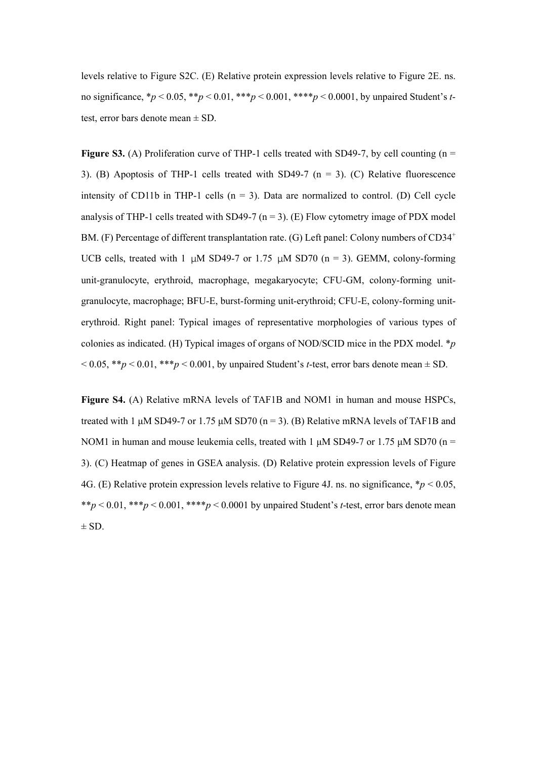levels relative to Figure S2C. (E) Relative protein expression levels relative to Figure 2E. ns. no significance, \*$p < 0.05$, \*\*$p < 0.01$, \*\*\*$p < 0.001$, \*\*\*\*$p < 0.0001$, by unpaired Student's *t*-test, error bars denote mean ± SD.

**Figure S3.** (A) Proliferation curve of THP-1 cells treated with SD49-7, by cell counting (n = 3). (B) Apoptosis of THP-1 cells treated with SD49-7 (n = 3). (C) Relative fluorescence intensity of CD11b in THP-1 cells (n = 3). Data are normalized to control. (D) Cell cycle analysis of THP-1 cells treated with SD49-7 (n = 3). (E) Flow cytometry image of PDX model BM. (F) Percentage of different transplantation rate. (G) Left panel: Colony numbers of $CD34^+$ UCB cells, treated with 1 μM SD49-7 or 1.75 μM SD70 (n = 3). GEMM, colony-forming unit-granulocyte, erythroid, macrophage, megakaryocyte; CFU-GM, colony-forming unit-granulocyte, macrophage; BFU-E, burst-forming unit-erythroid; CFU-E, colony-forming unit-erythroid. Right panel: Typical images of representative morphologies of various types of colonies as indicated. (H) Typical images of organs of NOD/SCID mice in the PDX model. \*$p < 0.05$, \*\*$p < 0.01$, \*\*\*$p < 0.001$, by unpaired Student's *t*-test, error bars denote mean ± SD.

**Figure S4.** (A) Relative mRNA levels of TAF1B and NOM1 in human and mouse HSPCs, treated with 1 μM SD49-7 or 1.75 μM SD70 (n = 3). (B) Relative mRNA levels of TAF1B and NOM1 in human and mouse leukemia cells, treated with 1 μM SD49-7 or 1.75 μM SD70 (n = 3). (C) Heatmap of genes in GSEA analysis. (D) Relative protein expression levels of Figure 4G. (E) Relative protein expression levels relative to Figure 4J. ns. no significance, \*$p < 0.05$, \*\*$p < 0.01$, \*\*\*$p < 0.001$, \*\*\*\*$p < 0.0001$ by unpaired Student's *t*-test, error bars denote mean ± SD.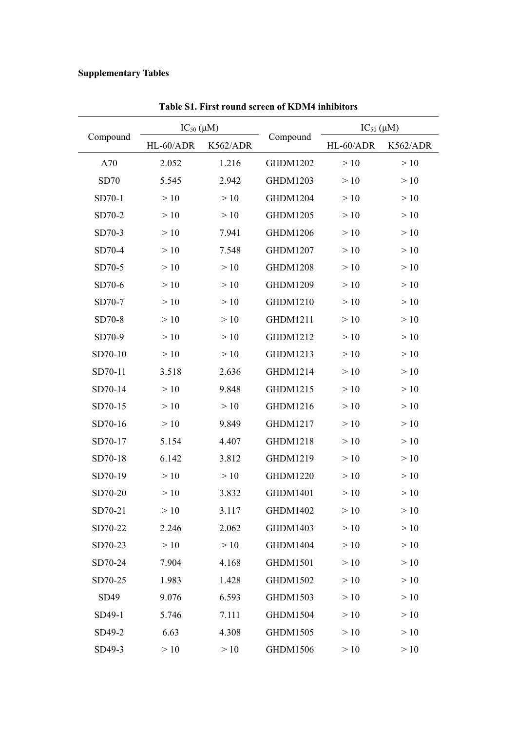**Supplementary Tables**

**Table S1. First round screen of KDM4 inhibitors**

| Compound | $IC_{50}$ (μM) | | Compound | $IC_{50}$ (μM) | |
|---|---|---|---|---|---|
| | HL-60/ADR | K562/ADR | | HL-60/ADR | K562/ADR |
| A70 | 2.052 | 1.216 | GHDM1202 | > 10 | > 10 |
| SD70 | 5.545 | 2.942 | GHDM1203 | > 10 | > 10 |
| SD70-1 | > 10 | > 10 | GHDM1204 | > 10 | > 10 |
| SD70-2 | > 10 | > 10 | GHDM1205 | > 10 | > 10 |
| SD70-3 | > 10 | 7.941 | GHDM1206 | > 10 | > 10 |
| SD70-4 | > 10 | 7.548 | GHDM1207 | > 10 | > 10 |
| SD70-5 | > 10 | > 10 | GHDM1208 | > 10 | > 10 |
| SD70-6 | > 10 | > 10 | GHDM1209 | > 10 | > 10 |
| SD70-7 | > 10 | > 10 | GHDM1210 | > 10 | > 10 |
| SD70-8 | > 10 | > 10 | GHDM1211 | > 10 | > 10 |
| SD70-9 | > 10 | > 10 | GHDM1212 | > 10 | > 10 |
| SD70-10 | > 10 | > 10 | GHDM1213 | > 10 | > 10 |
| SD70-11 | 3.518 | 2.636 | GHDM1214 | > 10 | > 10 |
| SD70-14 | > 10 | 9.848 | GHDM1215 | > 10 | > 10 |
| SD70-15 | > 10 | > 10 | GHDM1216 | > 10 | > 10 |
| SD70-16 | > 10 | 9.849 | GHDM1217 | > 10 | > 10 |
| SD70-17 | 5.154 | 4.407 | GHDM1218 | > 10 | > 10 |
| SD70-18 | 6.142 | 3.812 | GHDM1219 | > 10 | > 10 |
| SD70-19 | > 10 | > 10 | GHDM1220 | > 10 | > 10 |
| SD70-20 | > 10 | 3.832 | GHDM1401 | > 10 | > 10 |
| SD70-21 | > 10 | 3.117 | GHDM1402 | > 10 | > 10 |
| SD70-22 | 2.246 | 2.062 | GHDM1403 | > 10 | > 10 |
| SD70-23 | > 10 | > 10 | GHDM1404 | > 10 | > 10 |
| SD70-24 | 7.904 | 4.168 | GHDM1501 | > 10 | > 10 |
| SD70-25 | 1.983 | 1.428 | GHDM1502 | > 10 | > 10 |
| SD49 | 9.076 | 6.593 | GHDM1503 | > 10 | > 10 |
| SD49-1 | 5.746 | 7.111 | GHDM1504 | > 10 | > 10 |
| SD49-2 | 6.63 | 4.308 | GHDM1505 | > 10 | > 10 |
| SD49-3 | > 10 | > 10 | GHDM1506 | > 10 | > 10 |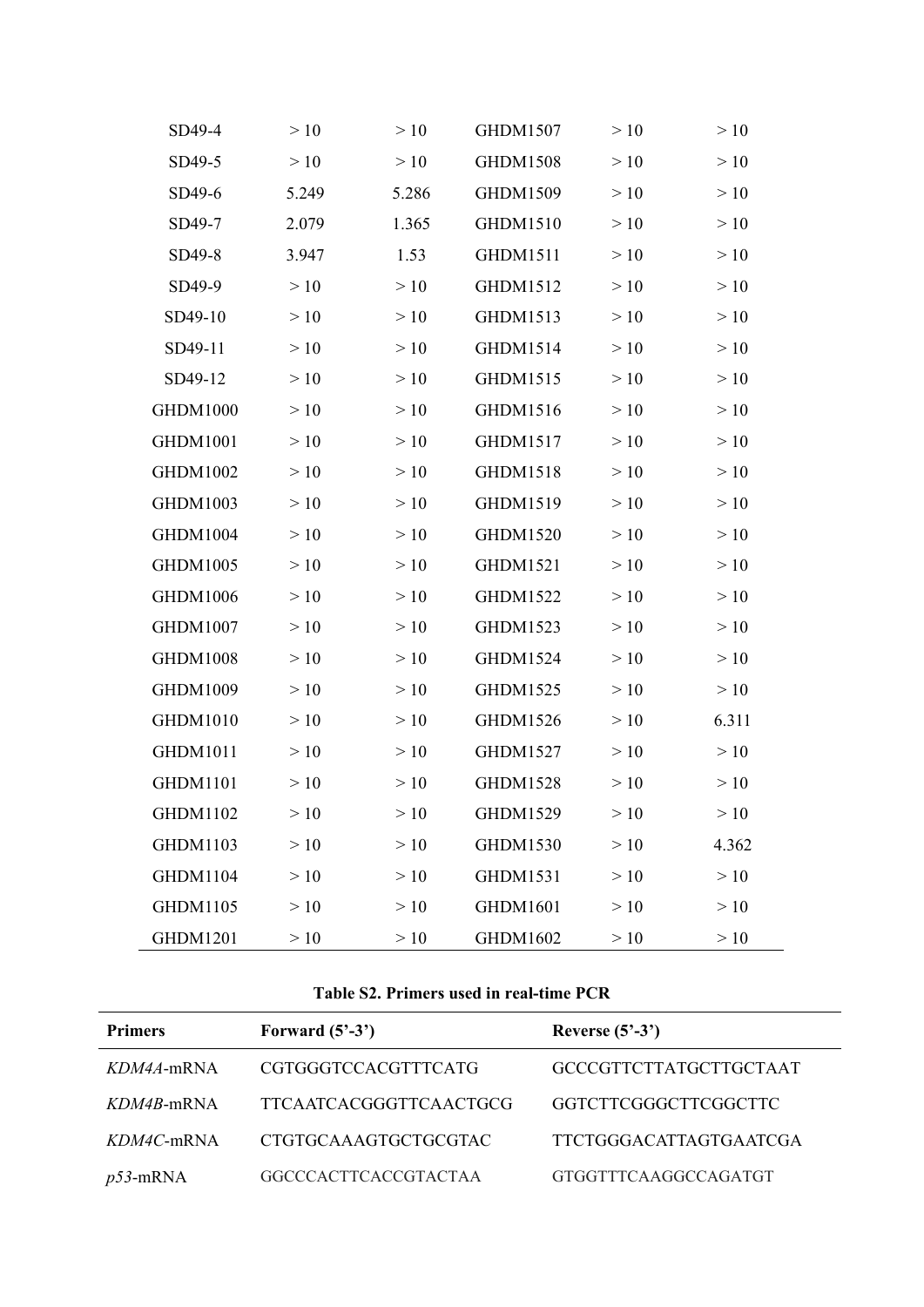| | | | | | |
|---|---|---|---|---|---|
| SD49-4 | > 10 | > 10 | GHDM1507 | > 10 | > 10 |
| SD49-5 | > 10 | > 10 | GHDM1508 | > 10 | > 10 |
| SD49-6 | 5.249 | 5.286 | GHDM1509 | > 10 | > 10 |
| SD49-7 | 2.079 | 1.365 | GHDM1510 | > 10 | > 10 |
| SD49-8 | 3.947 | 1.53 | GHDM1511 | > 10 | > 10 |
| SD49-9 | > 10 | > 10 | GHDM1512 | > 10 | > 10 |
| SD49-10 | > 10 | > 10 | GHDM1513 | > 10 | > 10 |
| SD49-11 | > 10 | > 10 | GHDM1514 | > 10 | > 10 |
| SD49-12 | > 10 | > 10 | GHDM1515 | > 10 | > 10 |
| GHDM1000 | > 10 | > 10 | GHDM1516 | > 10 | > 10 |
| GHDM1001 | > 10 | > 10 | GHDM1517 | > 10 | > 10 |
| GHDM1002 | > 10 | > 10 | GHDM1518 | > 10 | > 10 |
| GHDM1003 | > 10 | > 10 | GHDM1519 | > 10 | > 10 |
| GHDM1004 | > 10 | > 10 | GHDM1520 | > 10 | > 10 |
| GHDM1005 | > 10 | > 10 | GHDM1521 | > 10 | > 10 |
| GHDM1006 | > 10 | > 10 | GHDM1522 | > 10 | > 10 |
| GHDM1007 | > 10 | > 10 | GHDM1523 | > 10 | > 10 |
| GHDM1008 | > 10 | > 10 | GHDM1524 | > 10 | > 10 |
| GHDM1009 | > 10 | > 10 | GHDM1525 | > 10 | > 10 |
| GHDM1010 | > 10 | > 10 | GHDM1526 | > 10 | 6.311 |
| GHDM1011 | > 10 | > 10 | GHDM1527 | > 10 | > 10 |
| GHDM1101 | > 10 | > 10 | GHDM1528 | > 10 | > 10 |
| GHDM1102 | > 10 | > 10 | GHDM1529 | > 10 | > 10 |
| GHDM1103 | > 10 | > 10 | GHDM1530 | > 10 | 4.362 |
| GHDM1104 | > 10 | > 10 | GHDM1531 | > 10 | > 10 |
| GHDM1105 | > 10 | > 10 | GHDM1601 | > 10 | > 10 |
| GHDM1201 | > 10 | > 10 | GHDM1602 | > 10 | > 10 |

**Table S2. Primers used in real-time PCR**

| Primers | Forward (5'-3') | Reverse (5'-3') |
|---|---|---|
| *KDM4A*-mRNA | CGTGGGTCCACGTTTCATG | GCCCGTTCTTATGCTTGCTAAT |
| *KDM4B*-mRNA | TTCAATCACGGGTTCAACTGCG | GGTCTTCGGGCTTCGGCTTC |
| *KDM4C*-mRNA | CTGTGCAAAGTGCTGCGTAC | TTCTGGGACATTAGTGAATCGA |
| *p53*-mRNA | GGCCCACTTCACCGTACTAA | GTGGTTTCAAGGCCAGATGT |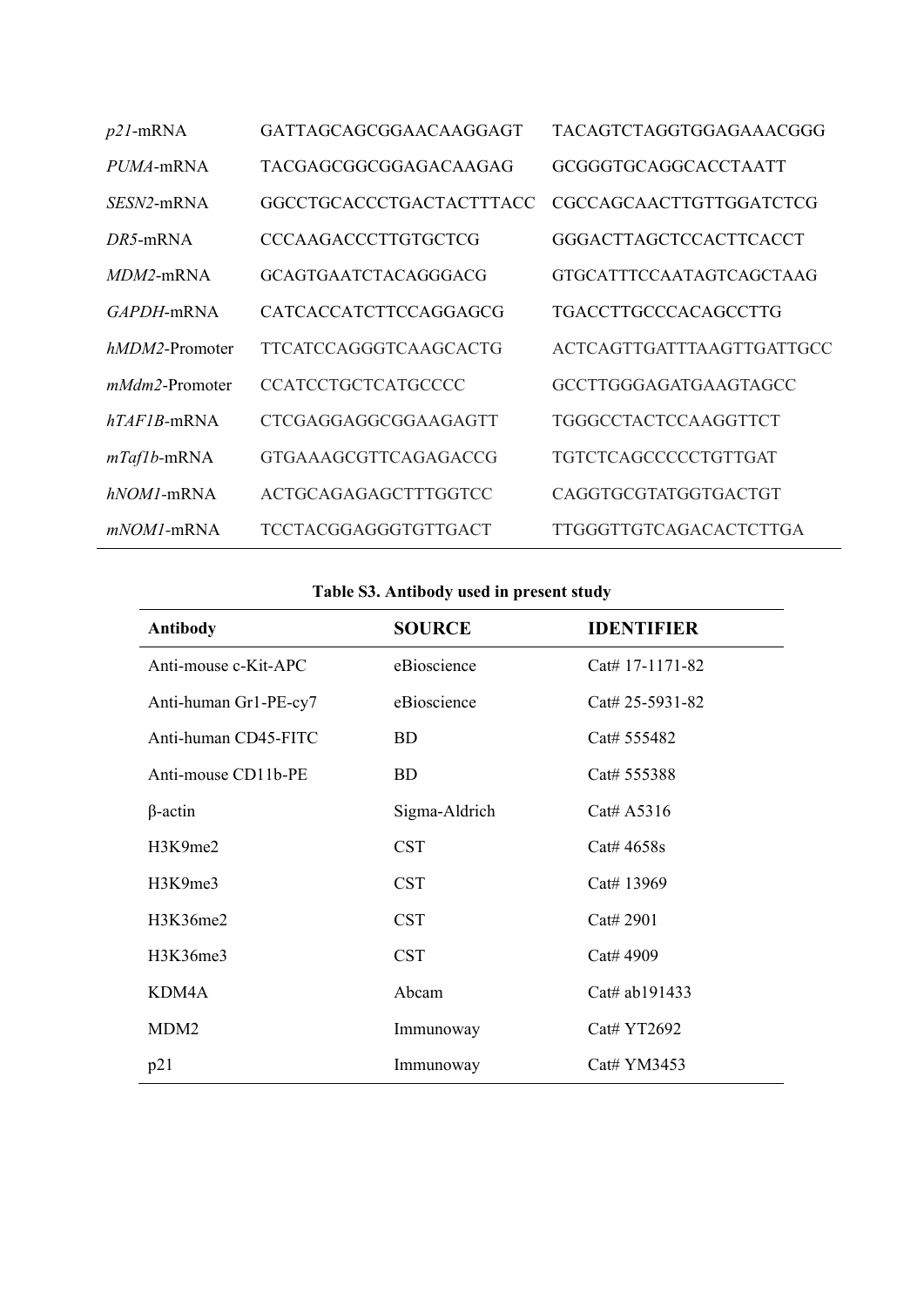| | | |
|---|---|---|
| *p21*-mRNA | GATTAGCAGCGGAACAAGGAGT | TACAGTCTAGGTGGAGAAACGGG |
| *PUMA*-mRNA | TACGAGCGGCGGAGACAAGAG | GCGGGTGCAGGCACCTAATT |
| *SESN2*-mRNA | GGCCTGCACCCTGACTACTTTACC | CGCCAGCAACTTGTTGGATCTCG |
| *DR5*-mRNA | CCCAAGACCCTTGTGCTCG | GGGACTTAGCTCCACTTCACCT |
| *MDM2*-mRNA | GCAGTGAATCTACAGGGACG | GTGCATTTCCAATAGTCAGCTAAG |
| *GAPDH*-mRNA | CATCACCATCTTCCAGGAGCG | TGACCTTGCCCACAGCCTTG |
| *hMDM2*-Promoter | TTCATCCAGGGTCAAGCACTG | ACTCAGTTGATTTAAGTTGATTGCC |
| *mMdm2*-Promoter | CCATCCTGCTCATGCCCC | GCCTTGGGAGATGAAGTAGCC |
| *hTAF1B*-mRNA | CTCGAGGAGGCGGAAGAGTT | TGGGCCTACTCCAAGGTTCT |
| *mTaf1b*-mRNA | GTGAAAGCGTTCAGAGACCG | TGTCTCAGCCCCCTGTTGAT |
| *hNOM1*-mRNA | ACTGCAGAGAGCTTTGGTCC | CAGGTGCGTATGGTGACTGT |
| *mNOM1*-mRNA | TCCTACGGAGGGTGTTGACT | TTGGGTTGTCAGACACTCTTGA |

**Table S3. Antibody used in present study**

| Antibody | SOURCE | IDENTIFIER |
|---|---|---|
| Anti-mouse c-Kit-APC | eBioscience | Cat# 17-1171-82 |
| Anti-human Gr1-PE-cy7 | eBioscience | Cat# 25-5931-82 |
| Anti-human CD45-FITC | BD | Cat# 555482 |
| Anti-mouse CD11b-PE | BD | Cat# 555388 |
| β-actin | Sigma-Aldrich | Cat# A5316 |
| H3K9me2 | CST | Cat# 4658s |
| H3K9me3 | CST | Cat# 13969 |
| H3K36me2 | CST | Cat# 2901 |
| H3K36me3 | CST | Cat# 4909 |
| KDM4A | Abcam | Cat# ab191433 |
| MDM2 | Immunoway | Cat# YT2692 |
| p21 | Immunoway | Cat# YM3453 |